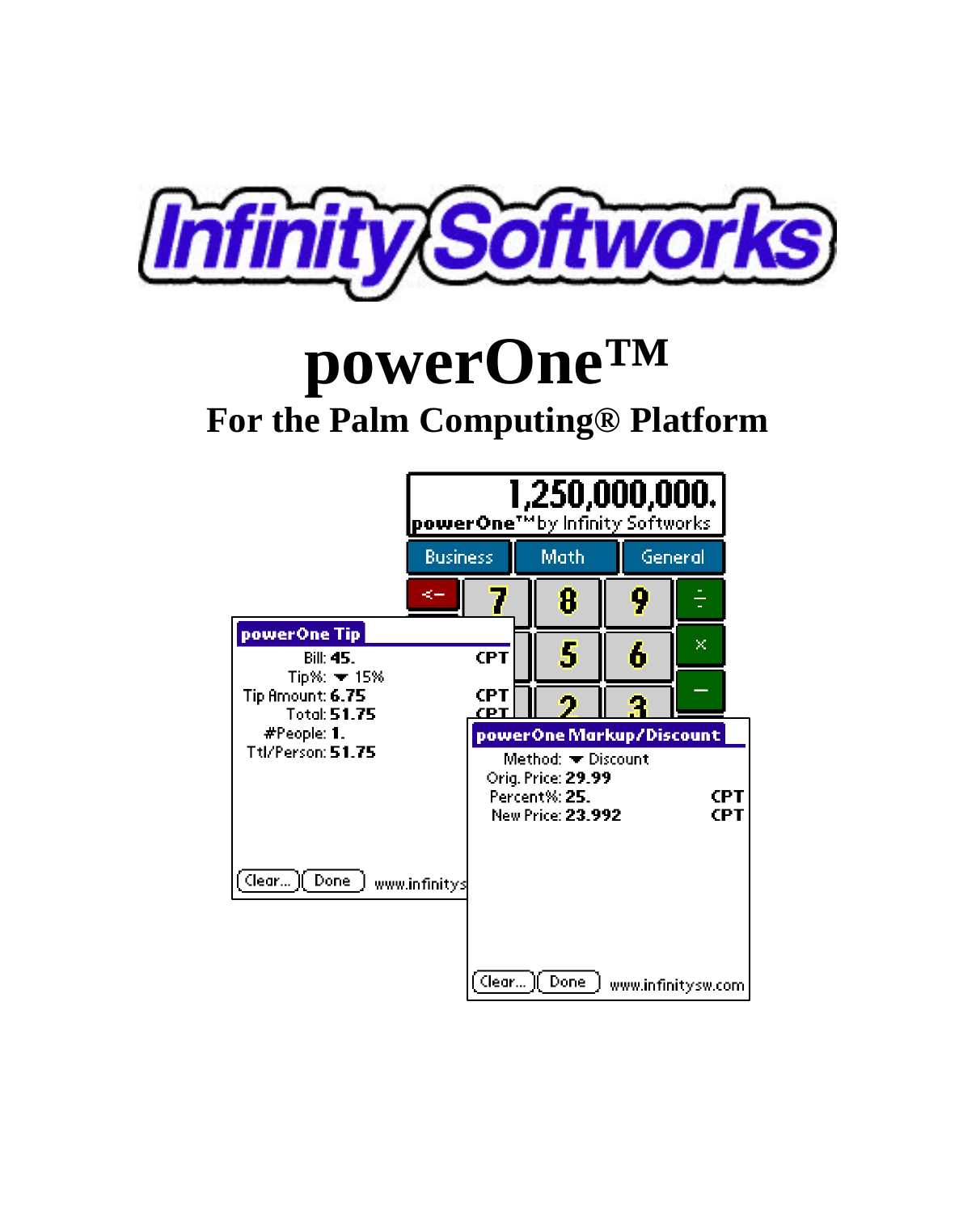# Infinity Softworks

# powerOne™

## For the Palm Computing® Platform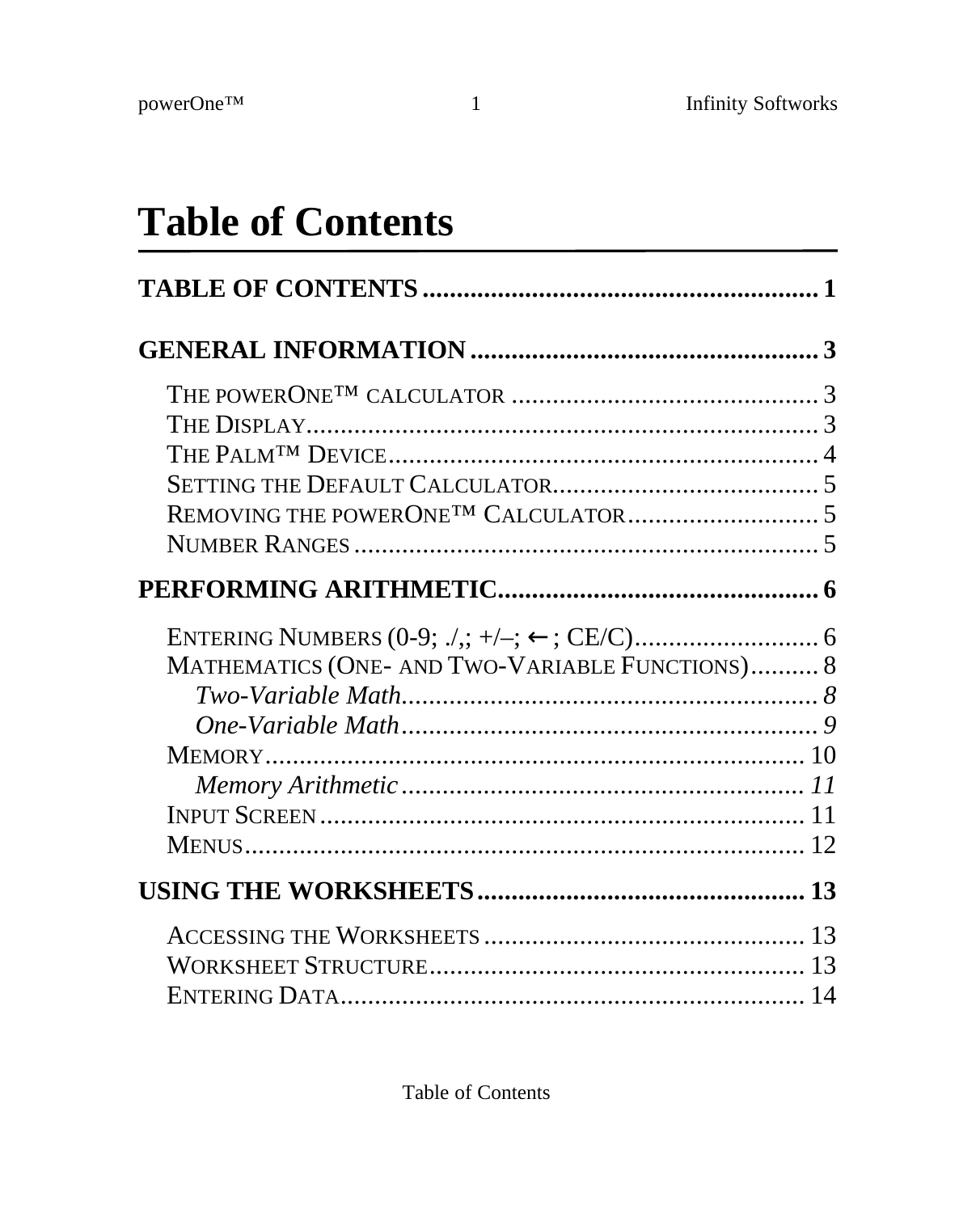# Table of Contents

**TABLE OF CONTENTS .......................................................... 1**

**GENERAL INFORMATION .................................................. 3**

- THE POWERONE™ CALCULATOR ............................................. 3
- THE DISPLAY.......................................................................... 3
- THE PALM™ DEVICE............................................................... 4
- SETTING THE DEFAULT CALCULATOR....................................... 5
- REMOVING THE POWERONE™ CALCULATOR............................ 5
- NUMBER RANGES ................................................................... 5

**PERFORMING ARITHMETIC............................................... 6**

- ENTERING NUMBERS (0-9; ./,; +/–; ← ; CE/C)........................... 6
- MATHEMATICS (ONE- AND TWO-VARIABLE FUNCTIONS).......... 8
  - *Two-Variable Math............................................................ 8*
  - *One-Variable Math............................................................ 9*
- MEMORY............................................................................... 10
  - *Memory Arithmetic ........................................................... 11*
- INPUT SCREEN ....................................................................... 11
- MENUS................................................................................... 12

**USING THE WORKSHEETS ................................................ 13**

- ACCESSING THE WORKSHEETS ............................................... 13
- WORKSHEET STRUCTURE....................................................... 13
- ENTERING DATA.................................................................... 14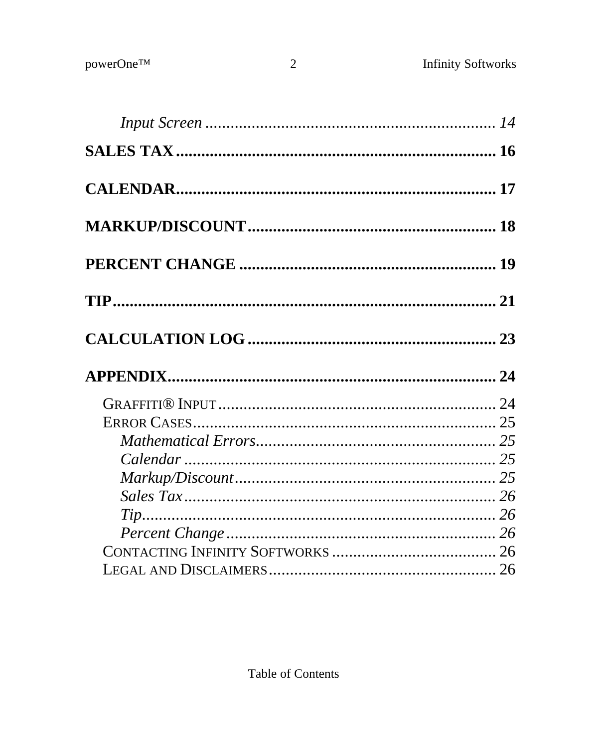*Input Screen* ........................................................................ 14

**SALES TAX** .......................................................................... 16

**CALENDAR** ........................................................................... 17

**MARKUP/DISCOUNT** ............................................................. 18

**PERCENT CHANGE** ............................................................... 19

**TIP** ........................................................................................ 21

**CALCULATION LOG** .............................................................. 23

**APPENDIX** ............................................................................ 24

GRAFFITI® INPUT ........................................................................ 24
ERROR CASES ............................................................................ 25
*Mathematical Errors* ................................................................ 25
*Calendar* ................................................................................. 25
*Markup/Discount* ..................................................................... 25
*Sales Tax* ................................................................................ 26
*Tip* ........................................................................................... 26
*Percent Change* ...................................................................... 26
CONTACTING INFINITY SOFTWORKS ........................................ 26
LEGAL AND DISCLAIMERS ........................................................ 26

Table of Contents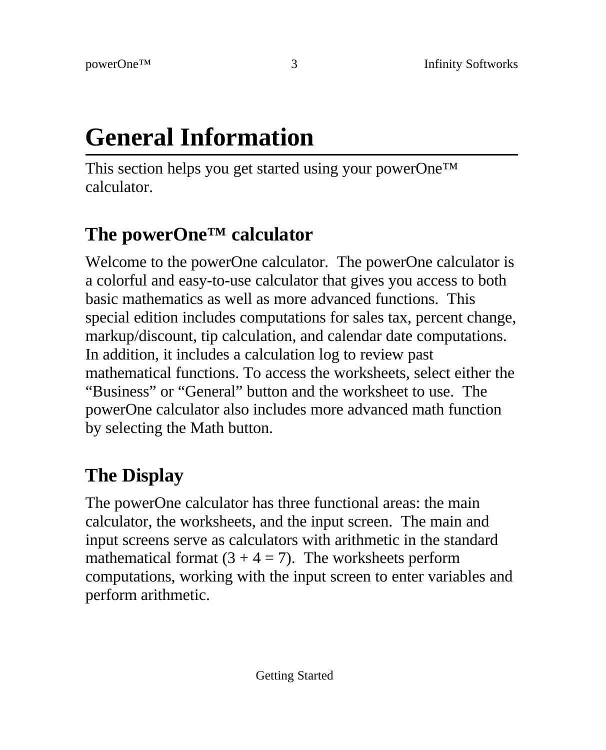# General Information

This section helps you get started using your powerOne™ calculator.

## The powerOne™ calculator

Welcome to the powerOne calculator. The powerOne calculator is a colorful and easy-to-use calculator that gives you access to both basic mathematics as well as more advanced functions. This special edition includes computations for sales tax, percent change, markup/discount, tip calculation, and calendar date computations. In addition, it includes a calculation log to review past mathematical functions. To access the worksheets, select either the "Business" or "General" button and the worksheet to use. The powerOne calculator also includes more advanced math function by selecting the Math button.

## The Display

The powerOne calculator has three functional areas: the main calculator, the worksheets, and the input screen. The main and input screens serve as calculators with arithmetic in the standard mathematical format (3 + 4 = 7). The worksheets perform computations, working with the input screen to enter variables and perform arithmetic.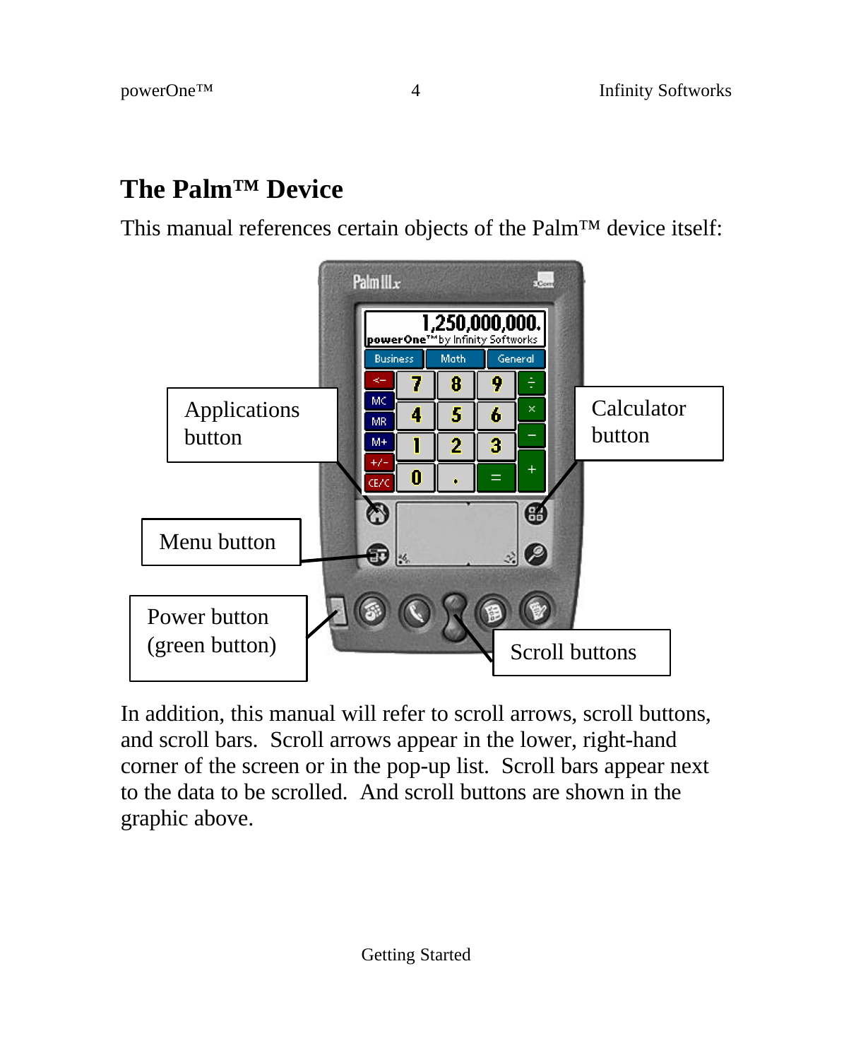# The Palm™ Device

This manual references certain objects of the Palm™ device itself:

Applications button

Calculator button

Menu button

Power button (green button)

Scroll buttons

In addition, this manual will refer to scroll arrows, scroll buttons, and scroll bars. Scroll arrows appear in the lower, right-hand corner of the screen or in the pop-up list. Scroll bars appear next to the data to be scrolled. And scroll buttons are shown in the graphic above.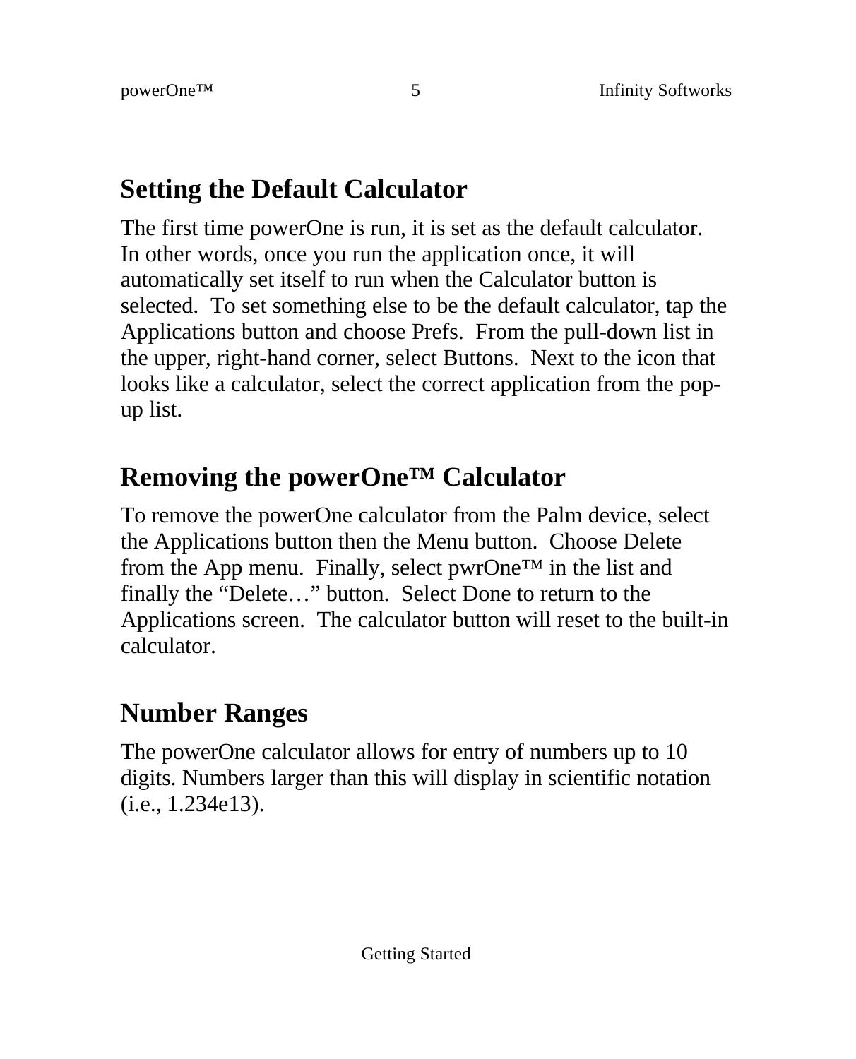## Setting the Default Calculator

The first time powerOne is run, it is set as the default calculator. In other words, once you run the application once, it will automatically set itself to run when the Calculator button is selected. To set something else to be the default calculator, tap the Applications button and choose Prefs. From the pull-down list in the upper, right-hand corner, select Buttons. Next to the icon that looks like a calculator, select the correct application from the pop-up list.

## Removing the powerOne™ Calculator

To remove the powerOne calculator from the Palm device, select the Applications button then the Menu button. Choose Delete from the App menu. Finally, select pwrOne™ in the list and finally the "Delete…" button. Select Done to return to the Applications screen. The calculator button will reset to the built-in calculator.

## Number Ranges

The powerOne calculator allows for entry of numbers up to 10 digits. Numbers larger than this will display in scientific notation (i.e., 1.234e13).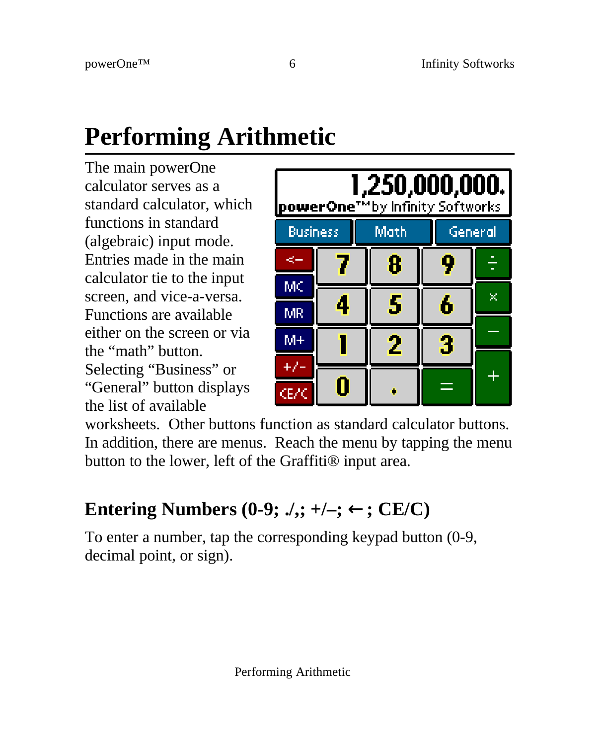# Performing Arithmetic

The main powerOne calculator serves as a standard calculator, which functions in standard (algebraic) input mode. Entries made in the main calculator tie to the input screen, and vice-a-versa. Functions are available either on the screen or via the “math” button. Selecting “Business” or “General” button displays the list of available worksheets. Other buttons function as standard calculator buttons. In addition, there are menus. Reach the menu by tapping the menu button to the lower, left of the Graffiti® input area.

## Entering Numbers (0-9; ./,; +/–; ← ; CE/C)

To enter a number, tap the corresponding keypad button (0-9, decimal point, or sign).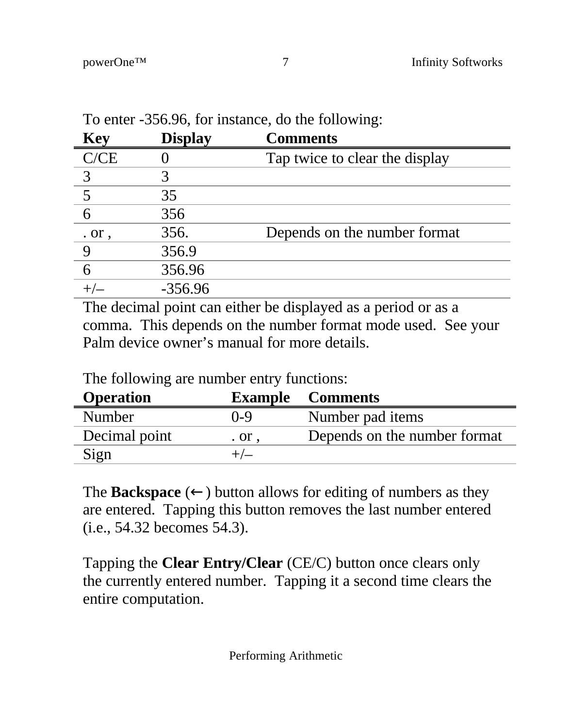To enter -356.96, for instance, do the following:

| Key | Display | Comments |
|---|---|---|
| C/CE | 0 | Tap twice to clear the display |
| 3 | 3 | |
| 5 | 35 | |
| 6 | 356 | |
| . or , | 356. | Depends on the number format |
| 9 | 356.9 | |
| 6 | 356.96 | |
| +/– | -356.96 | |

The decimal point can either be displayed as a period or as a comma. This depends on the number format mode used. See your Palm device owner's manual for more details.

The following are number entry functions:

| Operation | Example | Comments |
|---|---|---|
| Number | 0-9 | Number pad items |
| Decimal point | . or , | Depends on the number format |
| Sign | +/– | |

The **Backspace** (**←**) button allows for editing of numbers as they are entered. Tapping this button removes the last number entered (i.e., 54.32 becomes 54.3).

Tapping the **Clear Entry/Clear** (CE/C) button once clears only the currently entered number. Tapping it a second time clears the entire computation.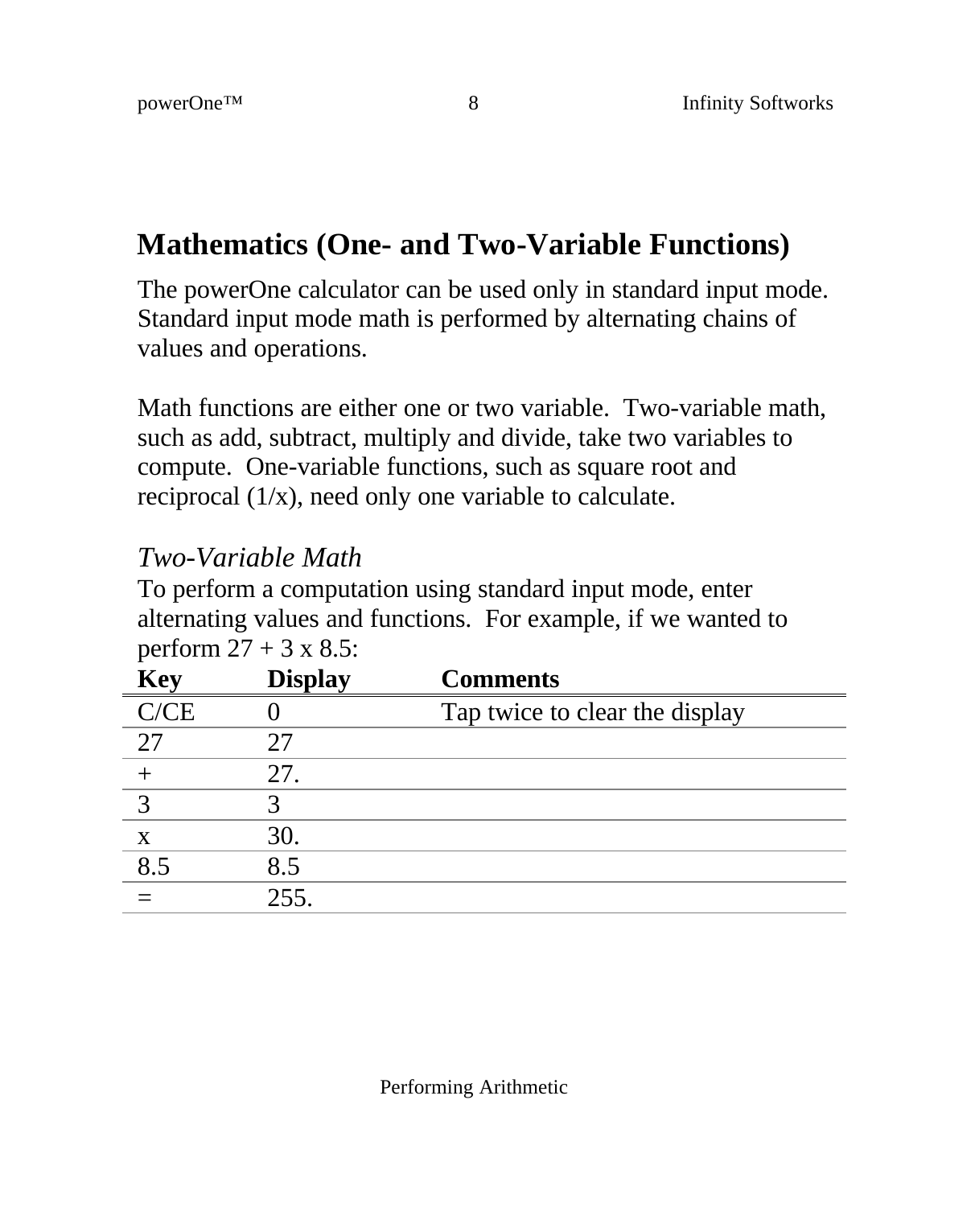## Mathematics (One- and Two-Variable Functions)

The powerOne calculator can be used only in standard input mode. Standard input mode math is performed by alternating chains of values and operations.

Math functions are either one or two variable. Two-variable math, such as add, subtract, multiply and divide, take two variables to compute. One-variable functions, such as square root and reciprocal (1/x), need only one variable to calculate.

### *Two-Variable Math*

To perform a computation using standard input mode, enter alternating values and functions. For example, if we wanted to perform 27 + 3 x 8.5:

| Key | Display | Comments |
|---|---|---|
| C/CE | 0 | Tap twice to clear the display |
| 27 | 27 | |
| + | 27. | |
| 3 | 3 | |
| x | 30. | |
| 8.5 | 8.5 | |
| = | 255. | |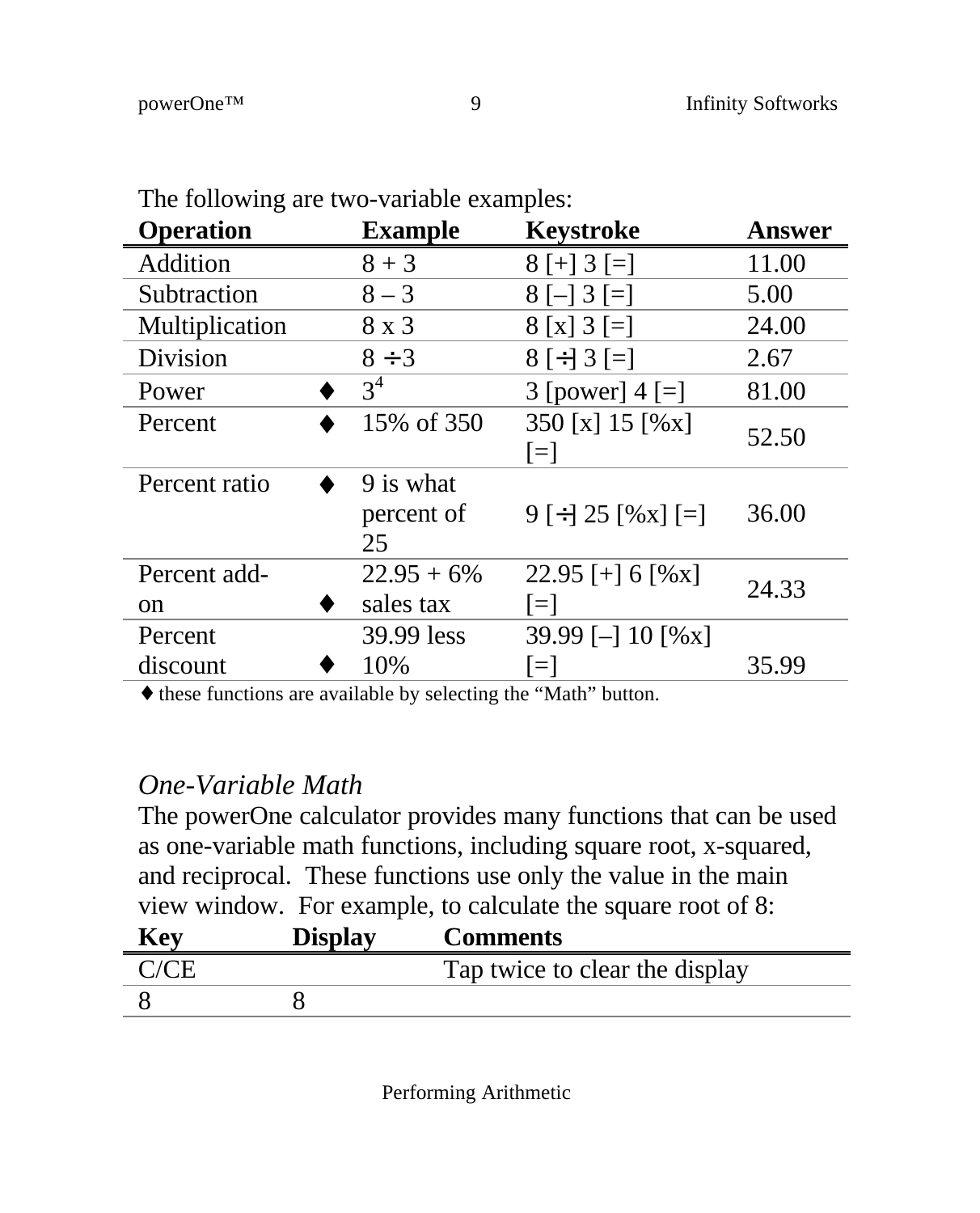The following are two-variable examples:

| Operation | | Example | Keystroke | Answer |
|---|---|---|---|---|
| Addition | | 8 + 3 | 8 [+] 3 [=] | 11.00 |
| Subtraction | | 8 – 3 | 8 [–] 3 [=] | 5.00 |
| Multiplication | | 8 x 3 | 8 [x] 3 [=] | 24.00 |
| Division | | 8 ÷3 | 8 [÷] 3 [=] | 2.67 |
| Power | ♦ | $3^4$ | 3 [power] 4 [=] | 81.00 |
| Percent | ♦ | 15% of 350 | 350 [x] 15 [%x] [=] | 52.50 |
| Percent ratio | ♦ | 9 is what percent of 25 | 9 [÷] 25 [%x] [=] | 36.00 |
| Percent add-on | ♦ | 22.95 + 6% sales tax | 22.95 [+] 6 [%x] [=] | 24.33 |
| Percent discount | ♦ | 39.99 less 10% | 39.99 [–] 10 [%x] [=] | 35.99 |

♦ these functions are available by selecting the "Math" button.

*One-Variable Math*

The powerOne calculator provides many functions that can be used as one-variable math functions, including square root, x-squared, and reciprocal. These functions use only the value in the main view window. For example, to calculate the square root of 8:

| Key | Display | Comments |
|---|---|---|
| C/CE | | Tap twice to clear the display |
| 8 | 8 | |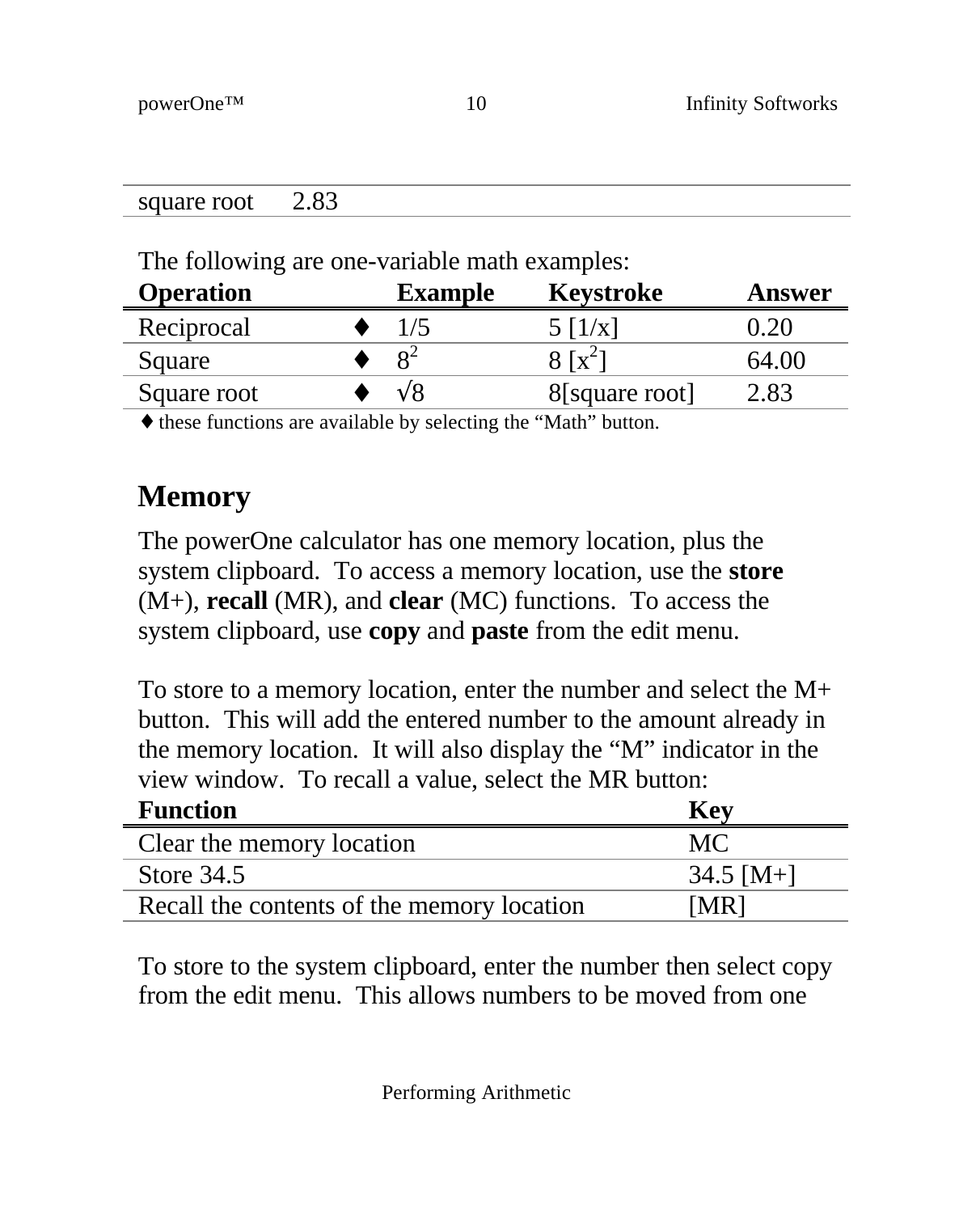| square root | 2.83 |
|---|---|

The following are one-variable math examples:

| Operation | | Example | Keystroke | Answer |
|---|---|---|---|---|
| Reciprocal | ♦ | 1/5 | 5 [1/x] | 0.20 |
| Square | ♦ | $8^2$ | 8 [$x^2$] | 64.00 |
| Square root | ♦ | √8 | 8[square root] | 2.83 |

♦ these functions are available by selecting the “Math” button.

## Memory

The powerOne calculator has one memory location, plus the system clipboard. To access a memory location, use the **store** (M+), **recall** (MR), and **clear** (MC) functions. To access the system clipboard, use **copy** and **paste** from the edit menu.

To store to a memory location, enter the number and select the M+ button. This will add the entered number to the amount already in the memory location. It will also display the “M” indicator in the view window. To recall a value, select the MR button:

| Function | Key |
|---|---|
| Clear the memory location | MC |
| Store 34.5 | 34.5 [M+] |
| Recall the contents of the memory location | [MR] |

To store to the system clipboard, enter the number then select copy from the edit menu. This allows numbers to be moved from one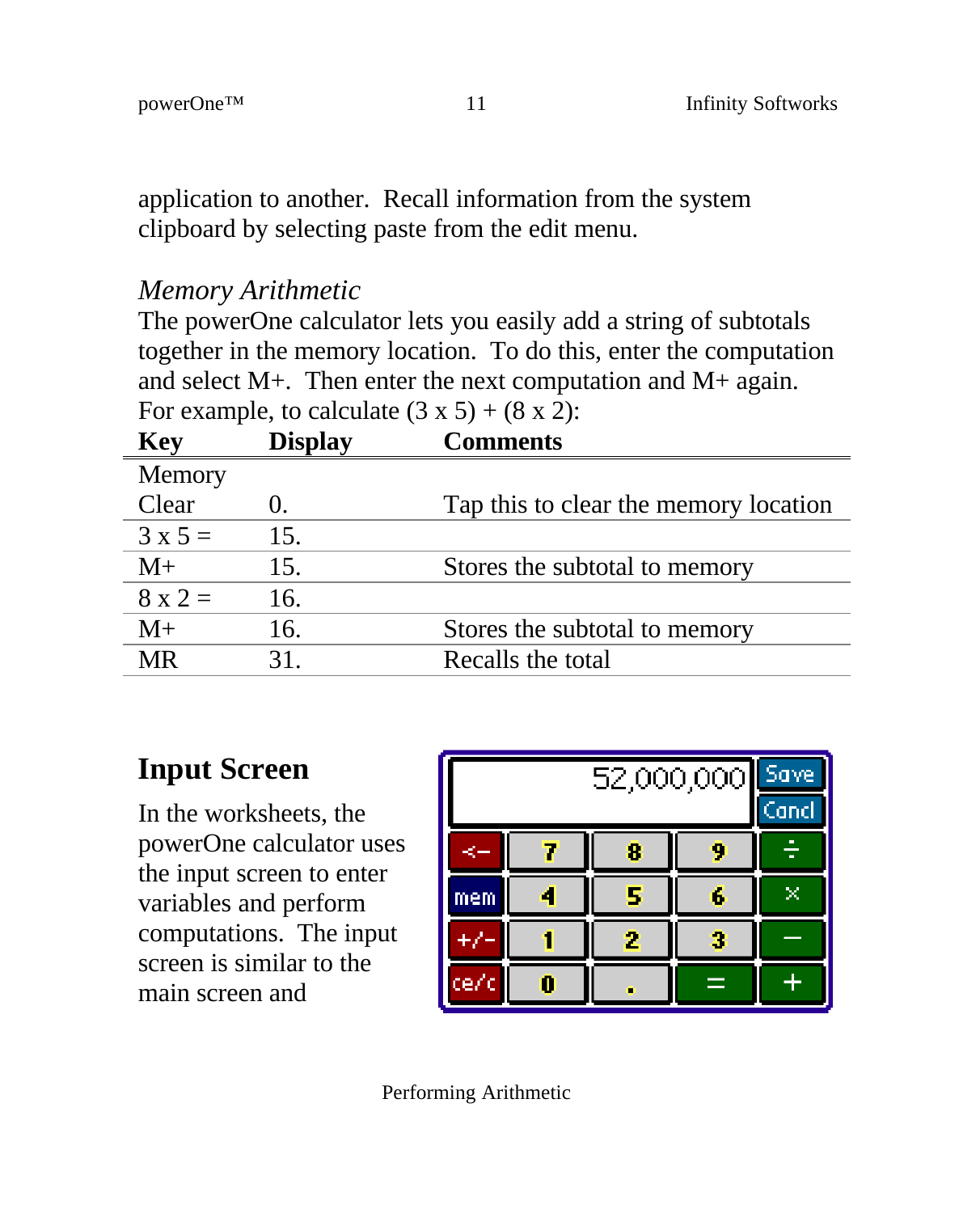application to another. Recall information from the system clipboard by selecting paste from the edit menu.

*Memory Arithmetic*

The powerOne calculator lets you easily add a string of subtotals together in the memory location. To do this, enter the computation and select M+. Then enter the next computation and M+ again. For example, to calculate (3 x 5) + (8 x 2):

| Key | Display | Comments |
|---|---|---|
| Memory Clear | 0. | Tap this to clear the memory location |
| 3 x 5 = | 15. | |
| M+ | 15. | Stores the subtotal to memory |
| 8 x 2 = | 16. | |
| M+ | 16. | Stores the subtotal to memory |
| MR | 31. | Recalls the total |

## Input Screen

In the worksheets, the powerOne calculator uses the input screen to enter variables and perform computations. The input screen is similar to the main screen and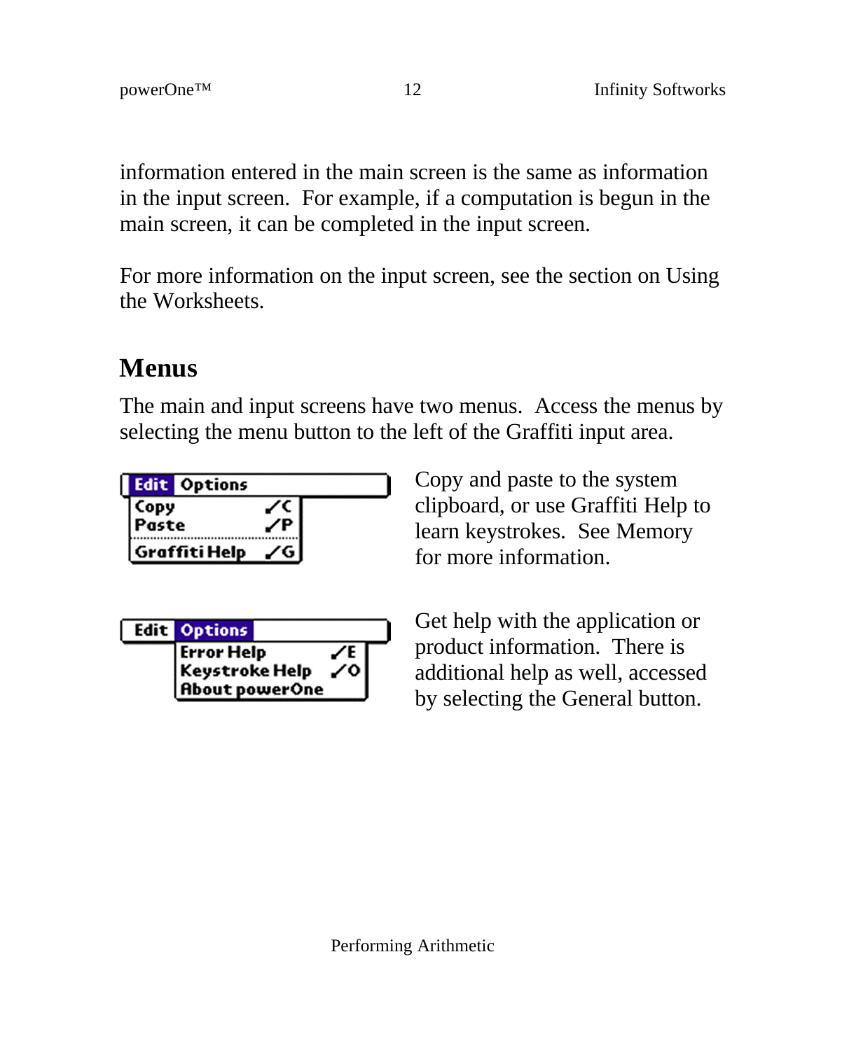information entered in the main screen is the same as information in the input screen. For example, if a computation is begun in the main screen, it can be completed in the input screen.

For more information on the input screen, see the section on Using the Worksheets.

## Menus

The main and input screens have two menus. Access the menus by selecting the menu button to the left of the Graffiti input area.

Copy and paste to the system clipboard, or use Graffiti Help to learn keystrokes. See Memory for more information.

Get help with the application or product information. There is additional help as well, accessed by selecting the General button.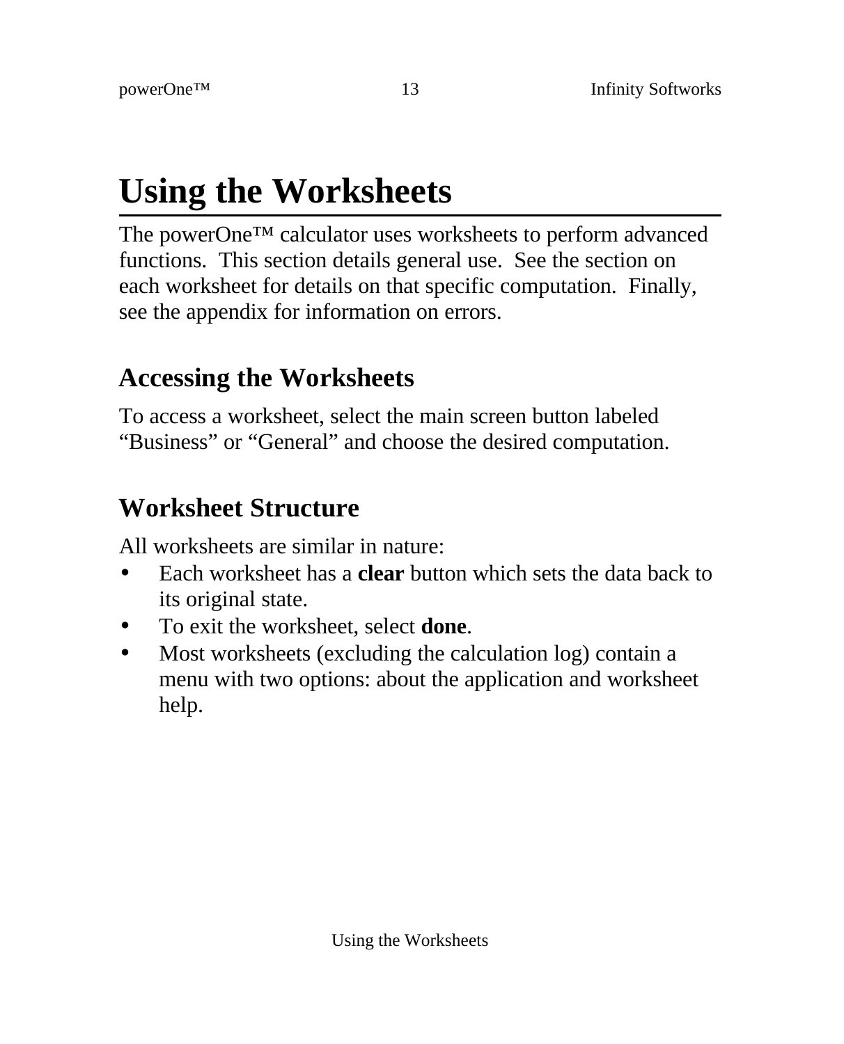# Using the Worksheets

The powerOne™ calculator uses worksheets to perform advanced functions. This section details general use. See the section on each worksheet for details on that specific computation. Finally, see the appendix for information on errors.

## Accessing the Worksheets

To access a worksheet, select the main screen button labeled "Business" or "General" and choose the desired computation.

## Worksheet Structure

All worksheets are similar in nature:

- Each worksheet has a **clear** button which sets the data back to its original state.
- To exit the worksheet, select **done**.
- Most worksheets (excluding the calculation log) contain a menu with two options: about the application and worksheet help.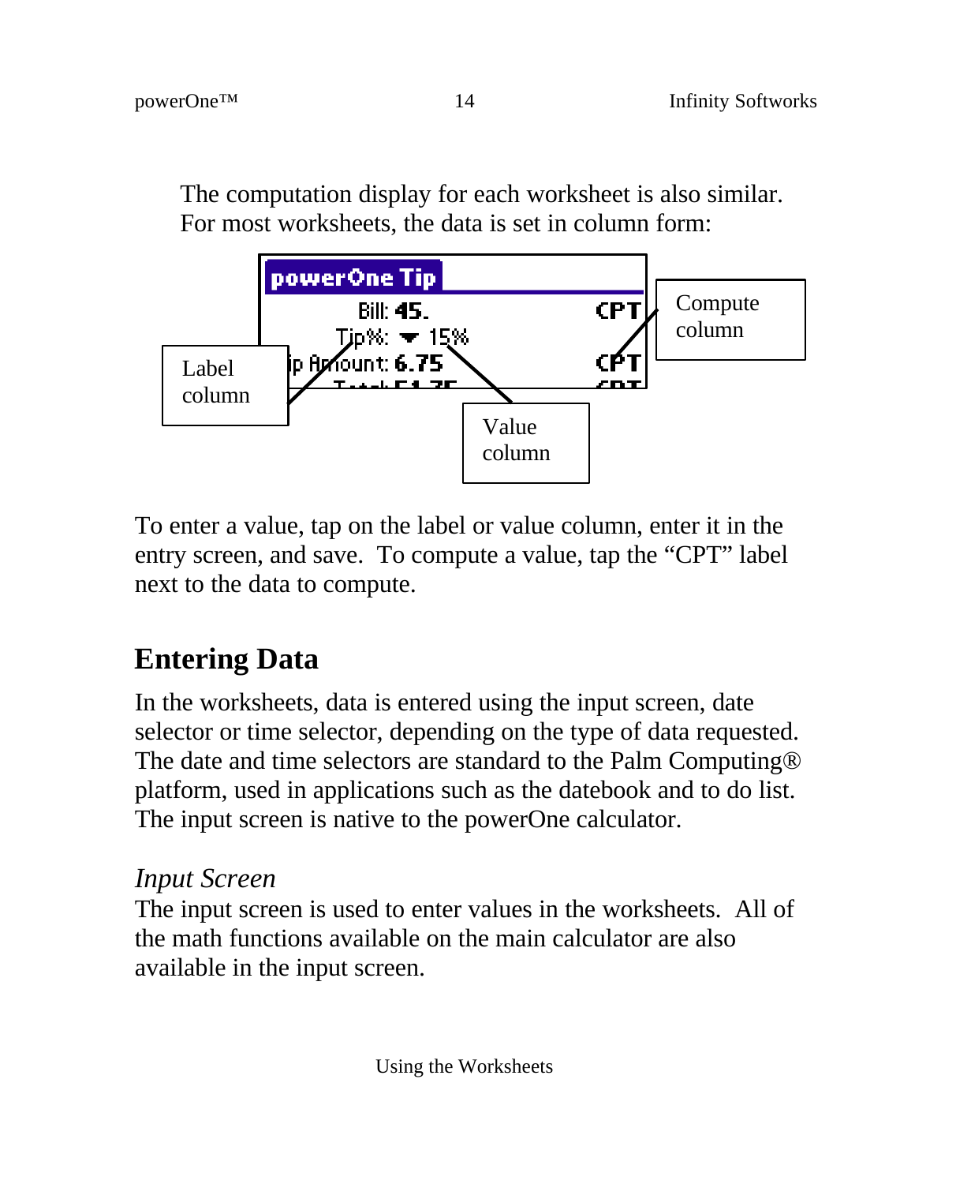The computation display for each worksheet is also similar. For most worksheets, the data is set in column form:

To enter a value, tap on the label or value column, enter it in the entry screen, and save. To compute a value, tap the "CPT" label next to the data to compute.

## Entering Data

In the worksheets, data is entered using the input screen, date selector or time selector, depending on the type of data requested. The date and time selectors are standard to the Palm Computing® platform, used in applications such as the datebook and to do list. The input screen is native to the powerOne calculator.

### *Input Screen*

The input screen is used to enter values in the worksheets. All of the math functions available on the main calculator are also available in the input screen.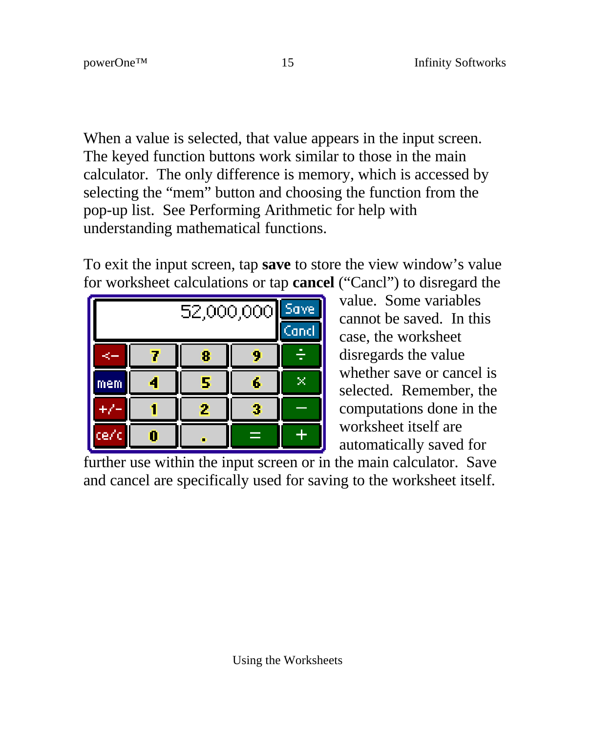When a value is selected, that value appears in the input screen. The keyed function buttons work similar to those in the main calculator. The only difference is memory, which is accessed by selecting the "mem" button and choosing the function from the pop-up list. See Performing Arithmetic for help with understanding mathematical functions.

To exit the input screen, tap **save** to store the view window's value for worksheet calculations or tap **cancel** ("Cancl") to disregard the value. Some variables cannot be saved. In this case, the worksheet disregards the value whether save or cancel is selected. Remember, the computations done in the worksheet itself are automatically saved for further use within the input screen or in the main calculator. Save and cancel are specifically used for saving to the worksheet itself.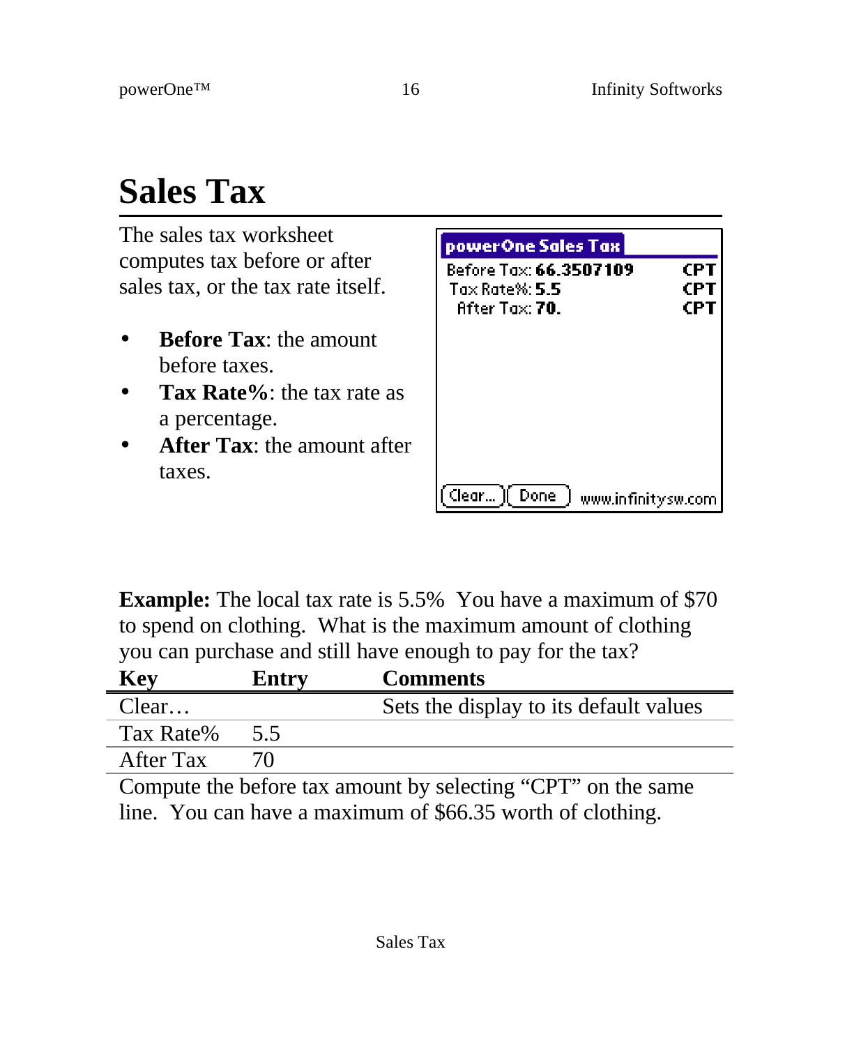# Sales Tax

The sales tax worksheet computes tax before or after sales tax, or the tax rate itself.

- **Before Tax**: the amount before taxes.
- **Tax Rate%**: the tax rate as a percentage.
- **After Tax**: the amount after taxes.

**Example:** The local tax rate is 5.5% You have a maximum of $70 to spend on clothing. What is the maximum amount of clothing you can purchase and still have enough to pay for the tax?

| Key | Entry | Comments |
| --- | --- | --- |
| Clear… | | Sets the display to its default values |
| Tax Rate% | 5.5 | |
| After Tax | 70 | |

Compute the before tax amount by selecting "CPT" on the same line. You can have a maximum of $66.35 worth of clothing.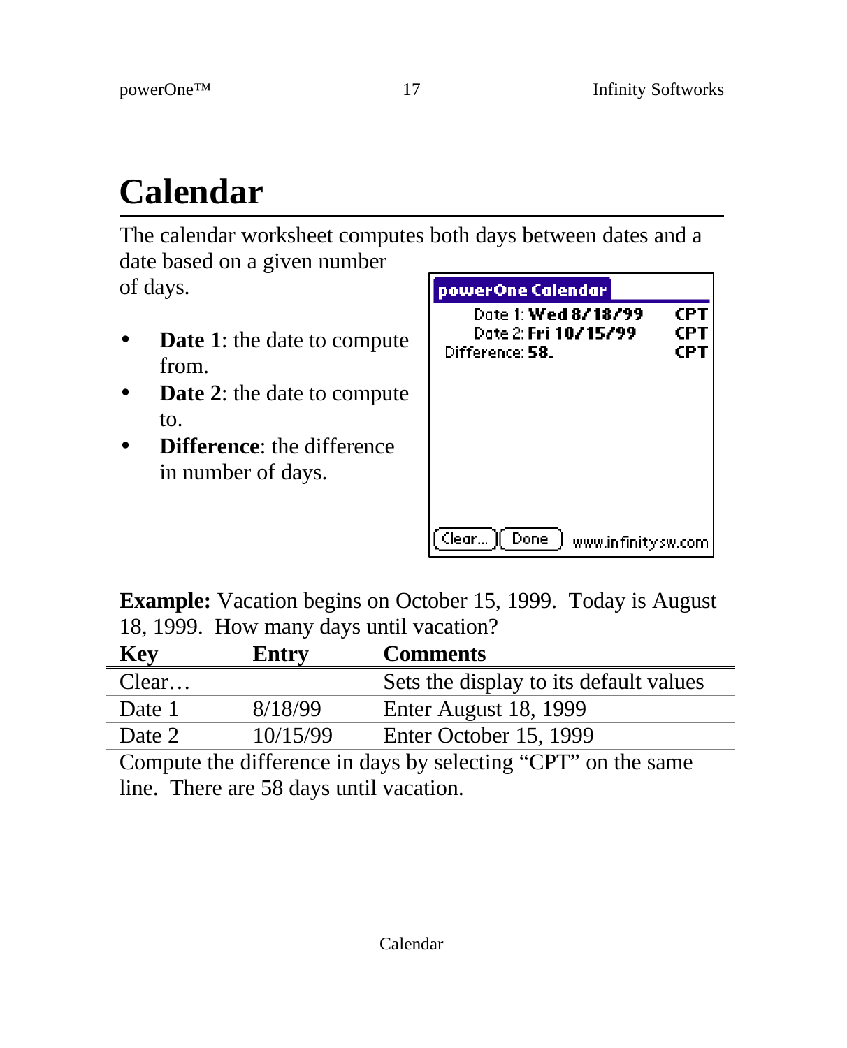# Calendar

The calendar worksheet computes both days between dates and a date based on a given number of days.

- **Date 1**: the date to compute from.
- **Date 2**: the date to compute to.
- **Difference**: the difference in number of days.

**Example:** Vacation begins on October 15, 1999. Today is August 18, 1999. How many days until vacation?

| Key | Entry | Comments |
|---|---|---|
| Clear… | | Sets the display to its default values |
| Date 1 | 8/18/99 | Enter August 18, 1999 |
| Date 2 | 10/15/99 | Enter October 15, 1999 |

Compute the difference in days by selecting "CPT" on the same line. There are 58 days until vacation.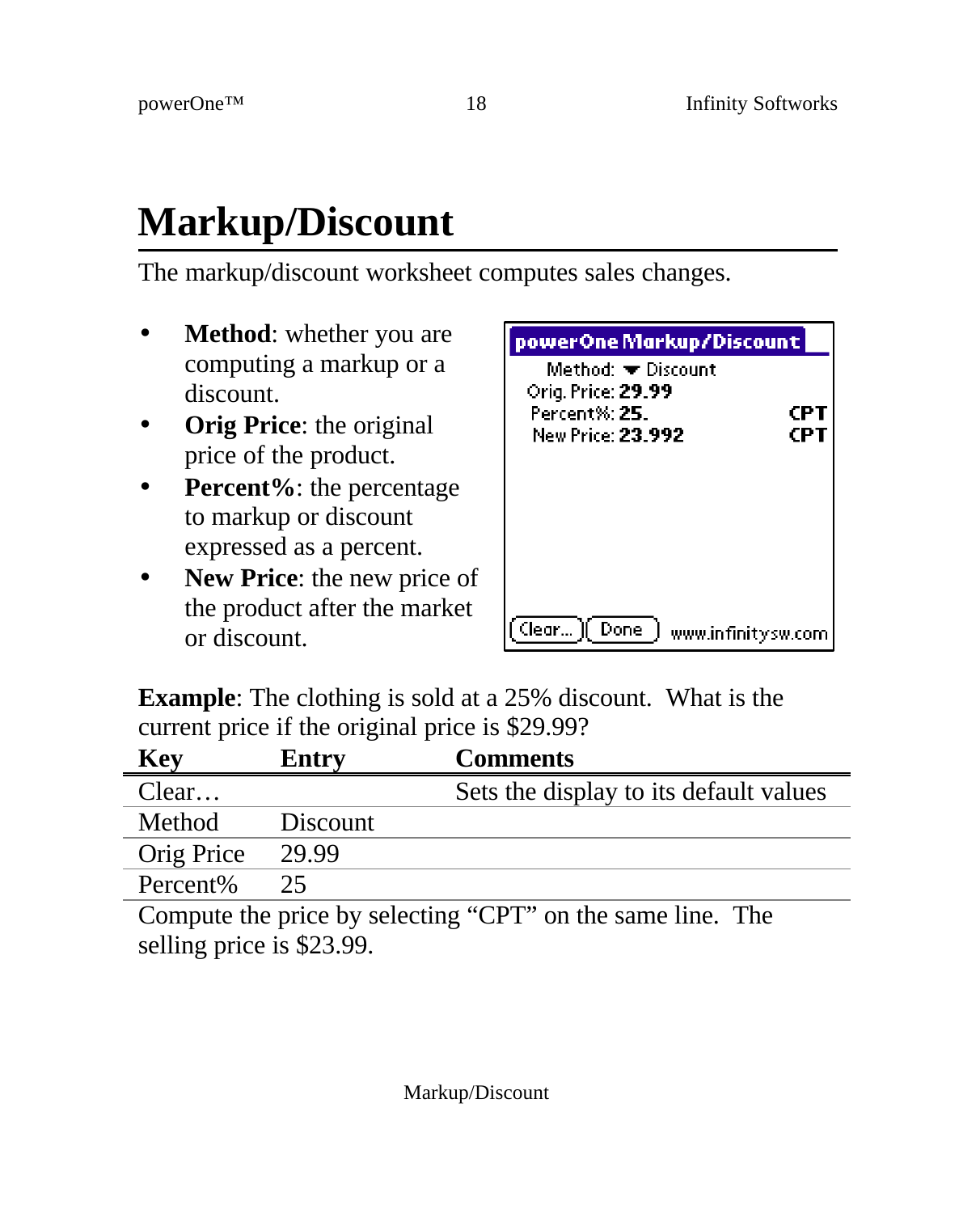# Markup/Discount

The markup/discount worksheet computes sales changes.

- **Method**: whether you are computing a markup or a discount.
- **Orig Price**: the original price of the product.
- **Percent%**: the percentage to markup or discount expressed as a percent.
- **New Price**: the new price of the product after the market or discount.

**Example**: The clothing is sold at a 25% discount. What is the current price if the original price is $29.99?

| Key | Entry | Comments |
|---|---|---|
| Clear… | | Sets the display to its default values |
| Method | Discount | |
| Orig Price | 29.99 | |
| Percent% | 25 | |

Compute the price by selecting "CPT" on the same line. The selling price is $23.99.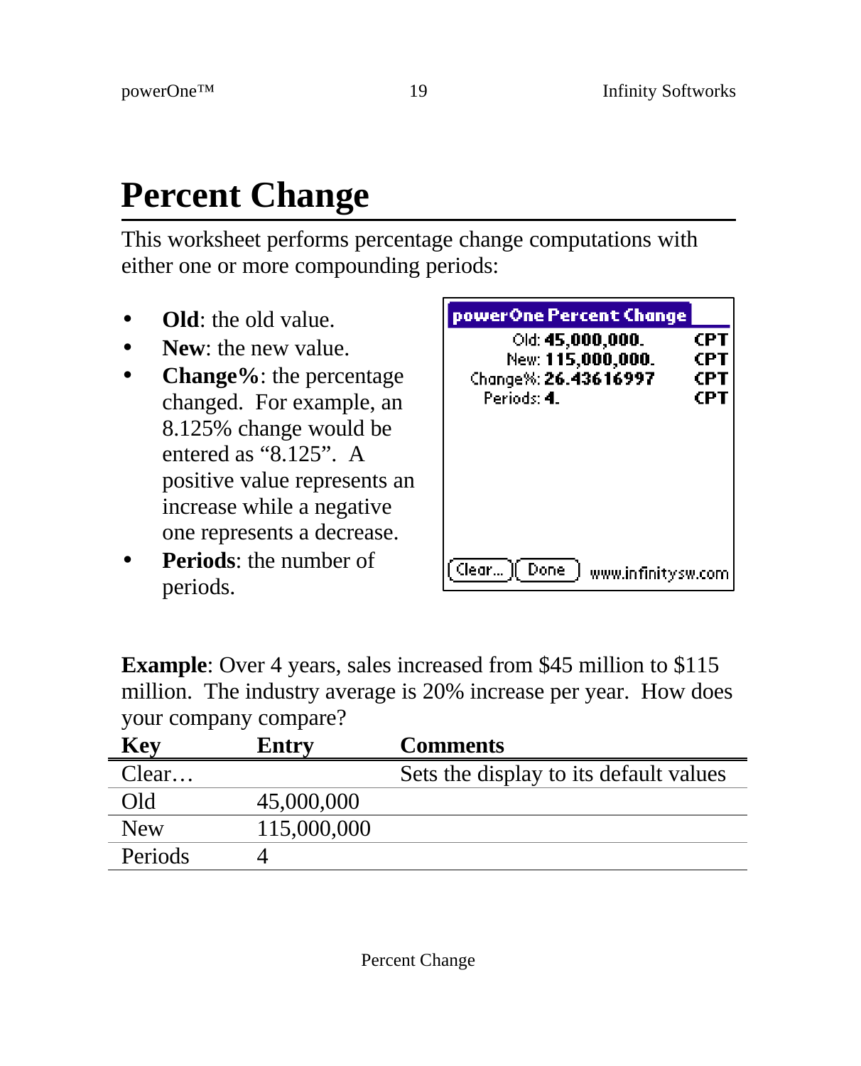# Percent Change

This worksheet performs percentage change computations with either one or more compounding periods:

- **Old**: the old value.
- **New**: the new value.
- **Change%**: the percentage changed. For example, an 8.125% change would be entered as “8.125”. A positive value represents an increase while a negative one represents a decrease.
- **Periods**: the number of periods.

**Example**: Over 4 years, sales increased from $45 million to $115 million. The industry average is 20% increase per year. How does your company compare?

| Key | Entry | Comments |
|---|---|---|
| Clear… | | Sets the display to its default values |
| Old | 45,000,000 | |
| New | 115,000,000 | |
| Periods | 4 | |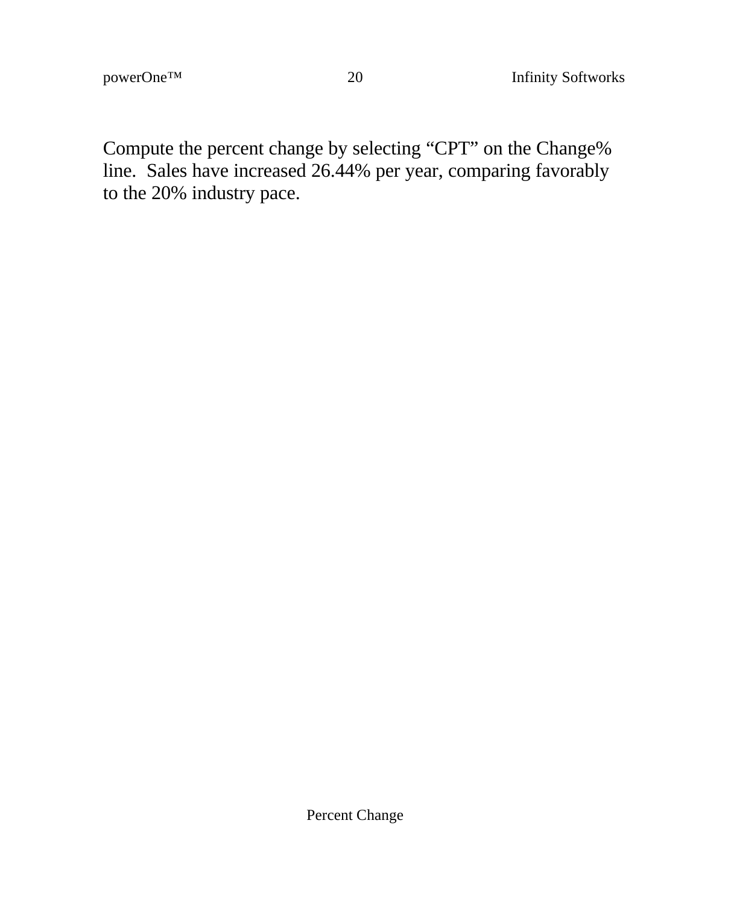Compute the percent change by selecting "CPT" on the Change% line.  Sales have increased 26.44% per year, comparing favorably to the 20% industry pace.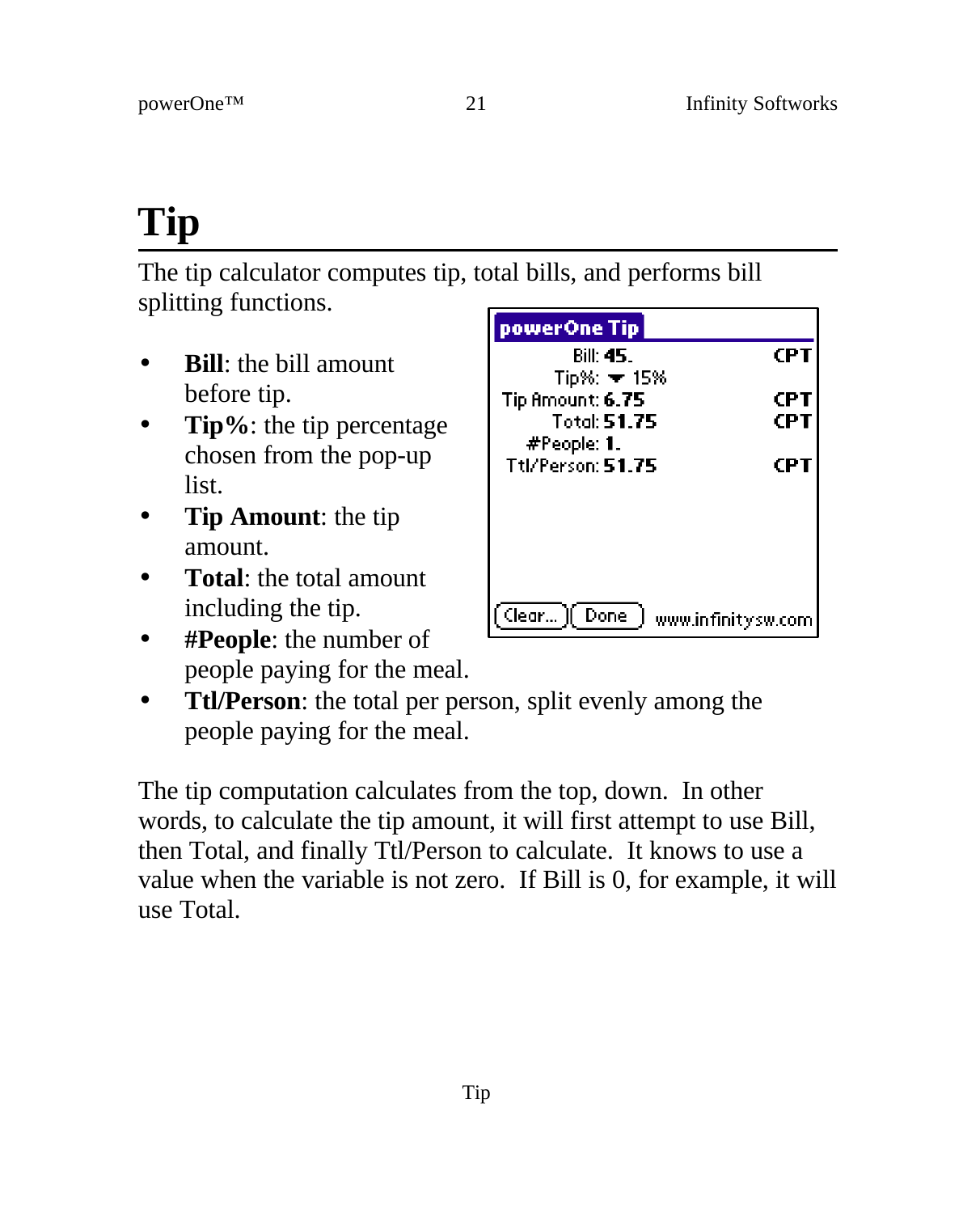# Tip

The tip calculator computes tip, total bills, and performs bill splitting functions.

- **Bill**: the bill amount before tip.
- **Tip%**: the tip percentage chosen from the pop-up list.
- **Tip Amount**: the tip amount.
- **Total**: the total amount including the tip.
- **#People**: the number of people paying for the meal.
- **Ttl/Person**: the total per person, split evenly among the people paying for the meal.

The tip computation calculates from the top, down. In other words, to calculate the tip amount, it will first attempt to use Bill, then Total, and finally Ttl/Person to calculate. It knows to use a value when the variable is not zero. If Bill is 0, for example, it will use Total.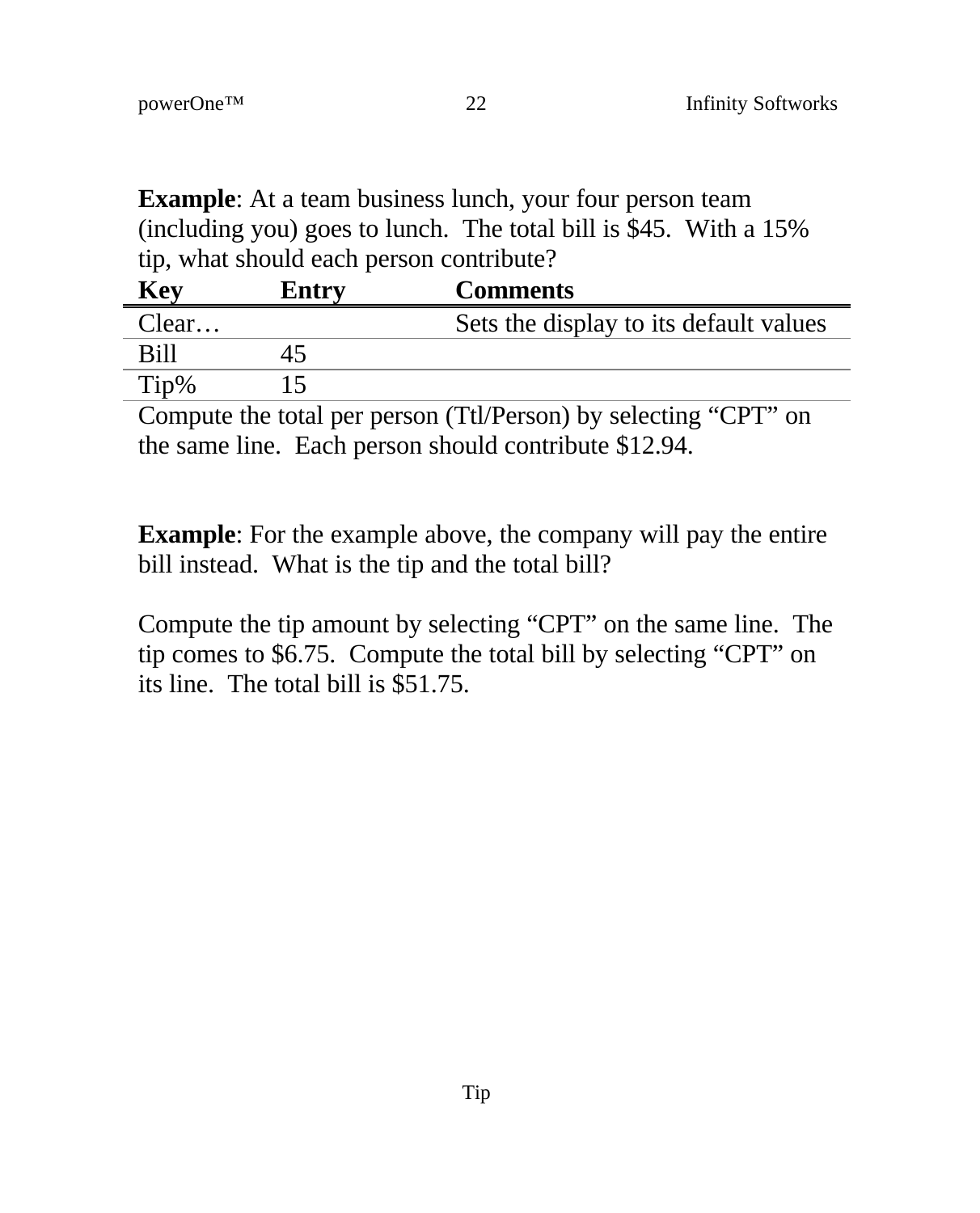**Example**: At a team business lunch, your four person team (including you) goes to lunch. The total bill is $45. With a 15% tip, what should each person contribute?

| Key | Entry | Comments |
|---|---|---|
| Clear… | | Sets the display to its default values |
| Bill | 45 | |
| Tip% | 15 | |

Compute the total per person (Ttl/Person) by selecting "CPT" on the same line. Each person should contribute $12.94.

**Example**: For the example above, the company will pay the entire bill instead. What is the tip and the total bill?

Compute the tip amount by selecting "CPT" on the same line. The tip comes to $6.75. Compute the total bill by selecting "CPT" on its line. The total bill is $51.75.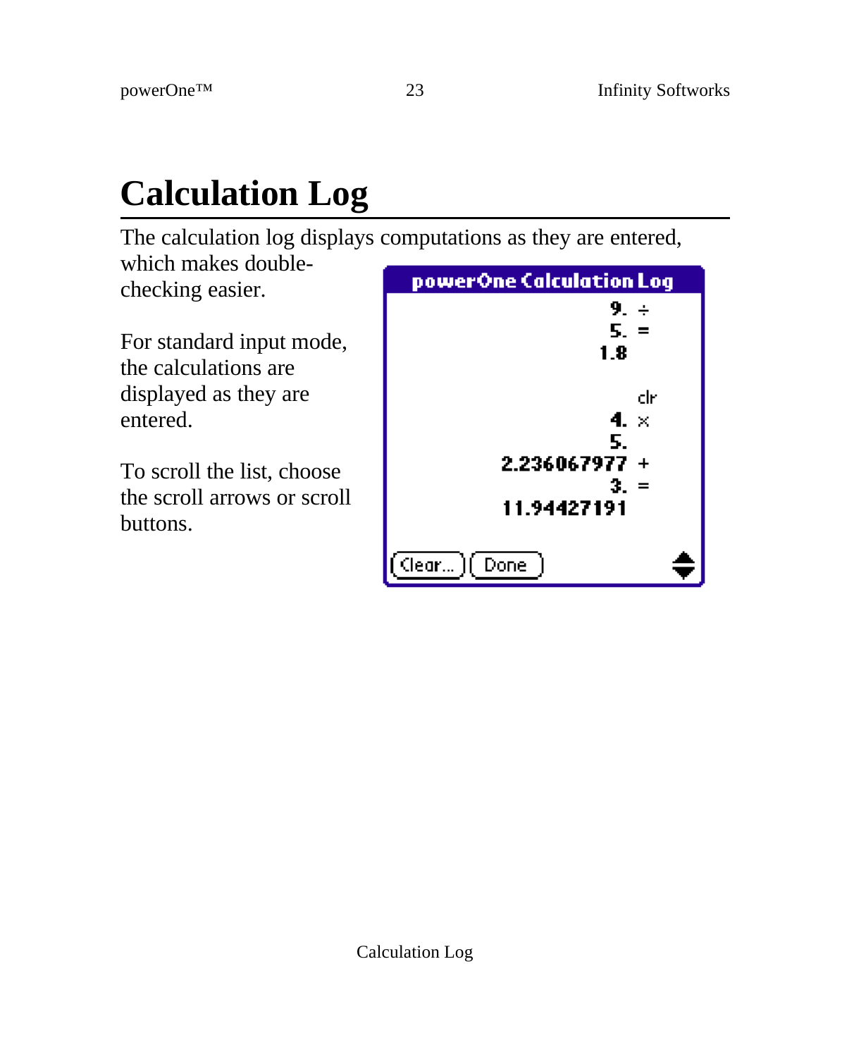# Calculation Log

The calculation log displays computations as they are entered, which makes double-checking easier.

For standard input mode, the calculations are displayed as they are entered.

To scroll the list, choose the scroll arrows or scroll buttons.

Calculation Log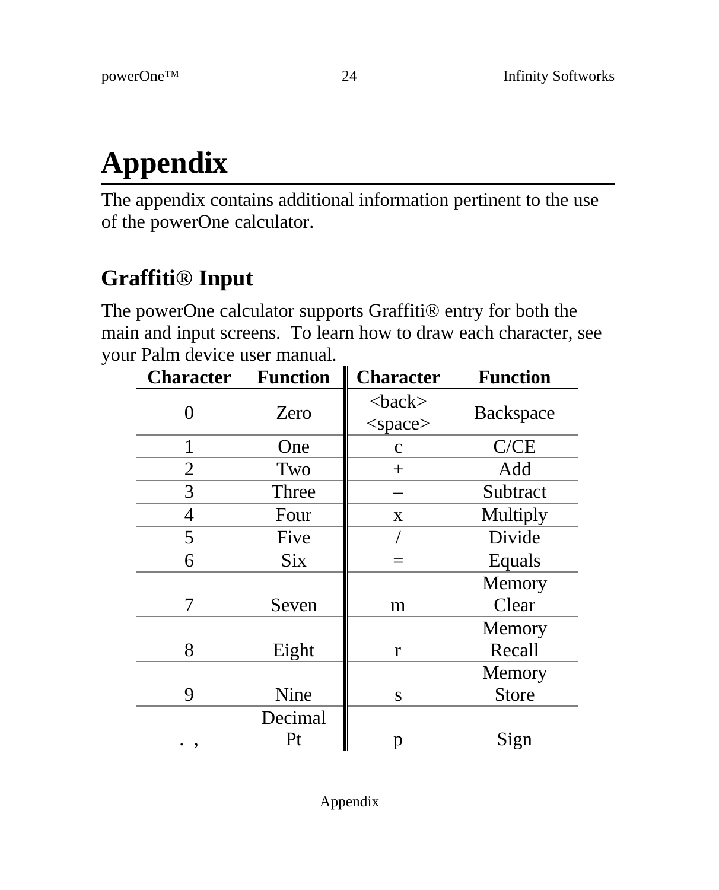# Appendix

The appendix contains additional information pertinent to the use of the powerOne calculator.

## Graffiti® Input

The powerOne calculator supports Graffiti® entry for both the main and input screens. To learn how to draw each character, see your Palm device user manual.

| Character | Function | Character | Function |
|---|---|---|---|
| 0 | Zero | <back> <space> | Backspace |
| 1 | One | c | C/CE |
| 2 | Two | + | Add |
| 3 | Three | – | Subtract |
| 4 | Four | x | Multiply |
| 5 | Five | / | Divide |
| 6 | Six | = | Equals |
| 7 | Seven | m | Memory Clear |
| 8 | Eight | r | Memory Recall |
| 9 | Nine | s | Memory Store |
| . , | Decimal Pt | p | Sign |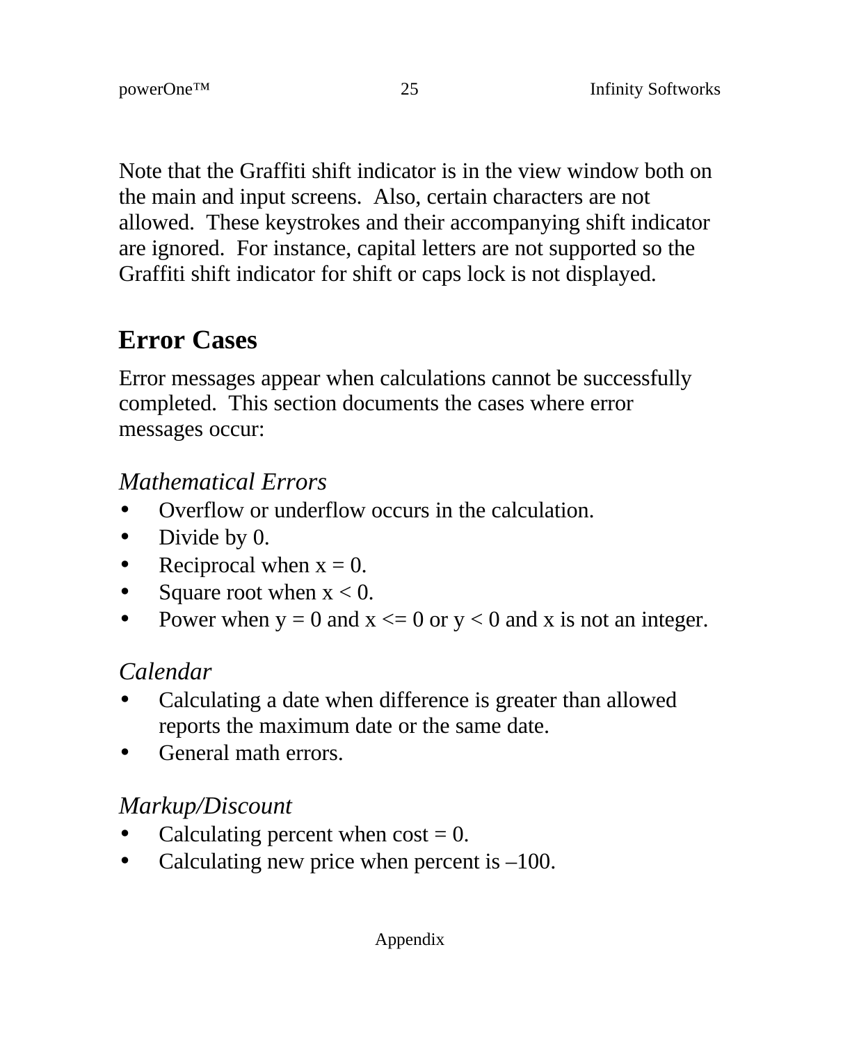Note that the Graffiti shift indicator is in the view window both on the main and input screens. Also, certain characters are not allowed. These keystrokes and their accompanying shift indicator are ignored. For instance, capital letters are not supported so the Graffiti shift indicator for shift or caps lock is not displayed.

## Error Cases

Error messages appear when calculations cannot be successfully completed. This section documents the cases where error messages occur:

### *Mathematical Errors*

- Overflow or underflow occurs in the calculation.
- Divide by 0.
- Reciprocal when $x = 0$.
- Square root when $x < 0$.
- Power when $y = 0$ and $x <= 0$ or $y < 0$ and $x$ is not an integer.

### *Calendar*

- Calculating a date when difference is greater than allowed reports the maximum date or the same date.
- General math errors.

### *Markup/Discount*

- Calculating percent when cost = 0.
- Calculating new price when percent is –100.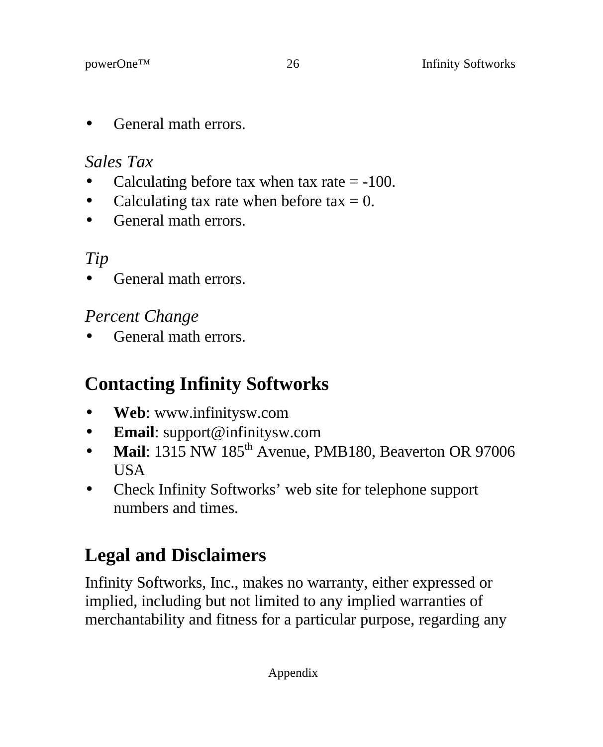- General math errors.

*Sales Tax*

- Calculating before tax when tax rate = -100.
- Calculating tax rate when before tax = 0.
- General math errors.

*Tip*

- General math errors.

*Percent Change*

- General math errors.

## Contacting Infinity Softworks

- **Web**: www.infinitysw.com
- **Email**: support@infinitysw.com
- **Mail**: 1315 NW 185th Avenue, PMB180, Beaverton OR 97006 USA
- Check Infinity Softworks' web site for telephone support numbers and times.

## Legal and Disclaimers

Infinity Softworks, Inc., makes no warranty, either expressed or implied, including but not limited to any implied warranties of merchantability and fitness for a particular purpose, regarding any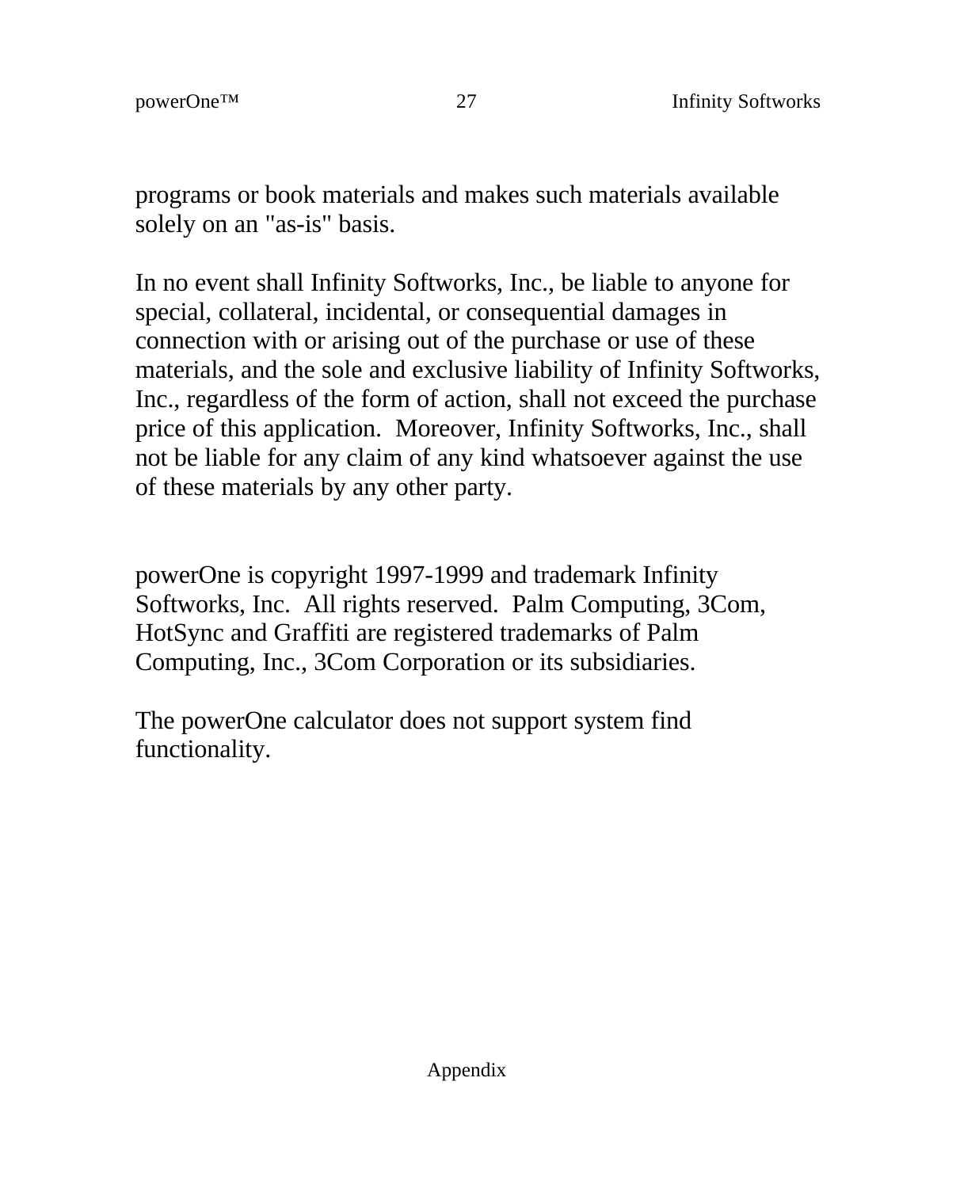programs or book materials and makes such materials available solely on an "as-is" basis.

In no event shall Infinity Softworks, Inc., be liable to anyone for special, collateral, incidental, or consequential damages in connection with or arising out of the purchase or use of these materials, and the sole and exclusive liability of Infinity Softworks, Inc., regardless of the form of action, shall not exceed the purchase price of this application. Moreover, Infinity Softworks, Inc., shall not be liable for any claim of any kind whatsoever against the use of these materials by any other party.

powerOne is copyright 1997-1999 and trademark Infinity Softworks, Inc. All rights reserved. Palm Computing, 3Com, HotSync and Graffiti are registered trademarks of Palm Computing, Inc., 3Com Corporation or its subsidiaries.

The powerOne calculator does not support system find functionality.